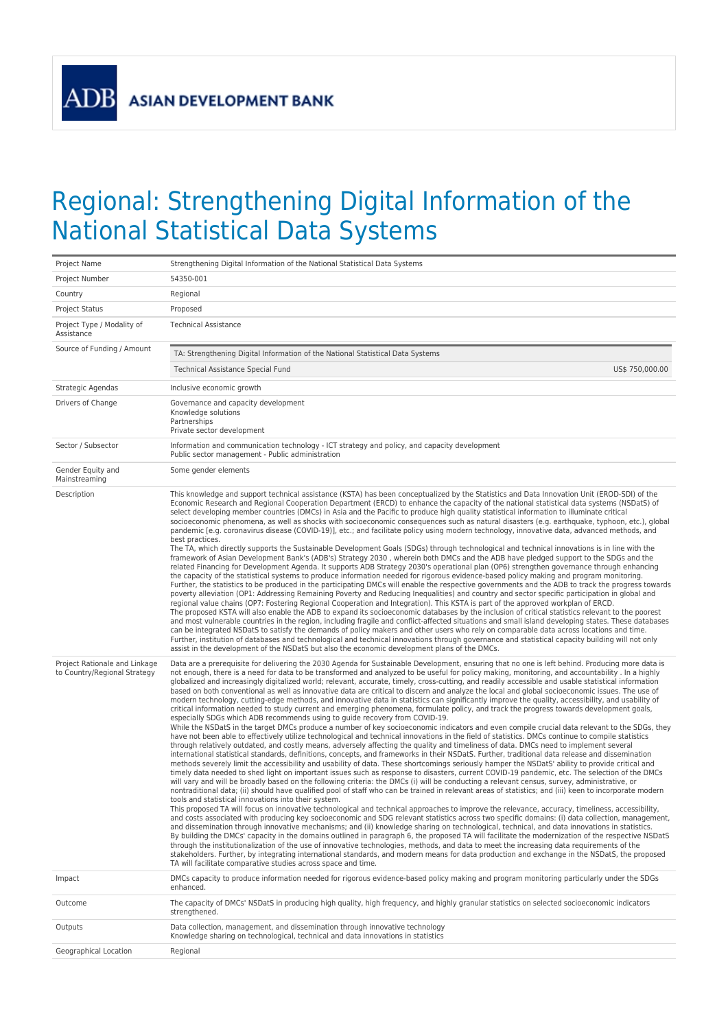# ADB ASIAN DEVELOPMENT BANK

# Regional: Strengthening Digital Information of the National Statistical Data Systems

| | |
|---|---|
| Project Name | Strengthening Digital Information of the National Statistical Data Systems |
| Project Number | 54350-001 |
| Country | Regional |
| Project Status | Proposed |
| Project Type / Modality of Assistance | Technical Assistance |
| Source of Funding / Amount | TA: Strengthening Digital Information of the National Statistical Data Systems<br>Technical Assistance Special Fund US$ 750,000.00 |
| Strategic Agendas | Inclusive economic growth |
| Drivers of Change | Governance and capacity development<br>Knowledge solutions<br>Partnerships<br>Private sector development |
| Sector / Subsector | Information and communication technology - ICT strategy and policy, and capacity development<br>Public sector management - Public administration |
| Gender Equity and Mainstreaming | Some gender elements |
| Description | This knowledge and support technical assistance (KSTA) has been conceptualized by the Statistics and Data Innovation Unit (EROD-SDI) of the Economic Research and Regional Cooperation Department (ERCD) to enhance the capacity of the national statistical data systems (NSDatS) of select developing member countries (DMCs) in Asia and the Pacific to produce high quality statistical information to illuminate critical socioeconomic phenomena, as well as shocks with socioeconomic consequences such as natural disasters (e.g. earthquake, typhoon, etc.), global pandemic [e.g. coronavirus disease (COVID-19)], etc.; and facilitate policy using modern technology, innovative data, advanced methods, and best practices.<br>The TA, which directly supports the Sustainable Development Goals (SDGs) through technological and technical innovations is in line with the framework of Asian Development Bank's (ADB's) Strategy 2030 , wherein both DMCs and the ADB have pledged support to the SDGs and the related Financing for Development Agenda. It supports ADB Strategy 2030's operational plan (OP6) strengthen governance through enhancing the capacity of the statistical systems to produce information needed for rigorous evidence-based policy making and program monitoring. Further, the statistics to be produced in the participating DMCs will enable the respective governments and the ADB to track the progress towards poverty alleviation (OP1: Addressing Remaining Poverty and Reducing Inequalities) and country and sector specific participation in global and regional value chains (OP7: Fostering Regional Cooperation and Integration). This KSTA is part of the approved workplan of ERCD.<br>The proposed KSTA will also enable the ADB to expand its socioeconomic databases by the inclusion of critical statistics relevant to the poorest and most vulnerable countries in the region, including fragile and conflict-affected situations and small island developing states. These databases can be integrated NSDatS to satisfy the demands of policy makers and other users who rely on comparable data across locations and time. Further, institution of databases and technological and technical innovations through governance and statistical capacity building will not only assist in the development of the NSDatS but also the economic development plans of the DMCs. |
| Project Rationale and Linkage to Country/Regional Strategy | Data are a prerequisite for delivering the 2030 Agenda for Sustainable Development, ensuring that no one is left behind. Producing more data is not enough, there is a need for data to be transformed and analyzed to be useful for policy making, monitoring, and accountability . In a highly globalized and increasingly digitalized world; relevant, accurate, timely, cross-cutting, and readily accessible and usable statistical information based on both conventional as well as innovative data are critical to discern and analyze the local and global socioeconomic issues. The use of modern technology, cutting-edge methods, and innovative data in statistics can significantly improve the quality, accessibility, and usability of critical information needed to study current and emerging phenomena, formulate policy, and track the progress towards development goals, especially SDGs which ADB recommends using to guide recovery from COVID-19.<br>While the NSDatS in the target DMCs produce a number of key socioeconomic indicators and even compile crucial data relevant to the SDGs, they have not been able to effectively utilize technological and technical innovations in the field of statistics. DMCs continue to compile statistics through relatively outdated, and costly means, adversely affecting the quality and timeliness of data. DMCs need to implement several international statistical standards, definitions, concepts, and frameworks in their NSDatS. Further, traditional data release and dissemination methods severely limit the accessibility and usability of data. These shortcomings seriously hamper the NSDatS' ability to provide critical and timely data needed to shed light on important issues such as response to disasters, current COVID-19 pandemic, etc. The selection of the DMCs will vary and will be broadly based on the following criteria: the DMCs (i) will be conducting a relevant census, survey, administrative, or nontraditional data; (ii) should have qualified pool of staff who can be trained in relevant areas of statistics; and (iii) keen to incorporate modern tools and statistical innovations into their system.<br>This proposed TA will focus on innovative technological and technical approaches to improve the relevance, accuracy, timeliness, accessibility, and costs associated with producing key socioeconomic and SDG relevant statistics across two specific domains: (i) data collection, management, and dissemination through innovative mechanisms; and (ii) knowledge sharing on technological, technical, and data innovations in statistics.<br>By building the DMCs' capacity in the domains outlined in paragraph 6, the proposed TA will facilitate the modernization of the respective NSDatS through the institutionalization of the use of innovative technologies, methods, and data to meet the increasing data requirements of the stakeholders. Further, by integrating international standards, and modern means for data production and exchange in the NSDatS, the proposed TA will facilitate comparative studies across space and time. |
| Impact | DMCs capacity to produce information needed for rigorous evidence-based policy making and program monitoring particularly under the SDGs enhanced. |
| Outcome | The capacity of DMCs' NSDatS in producing high quality, high frequency, and highly granular statistics on selected socioeconomic indicators strengthened. |
| Outputs | Data collection, management, and dissemination through innovative technology<br>Knowledge sharing on technological, technical and data innovations in statistics |
| Geographical Location | Regional |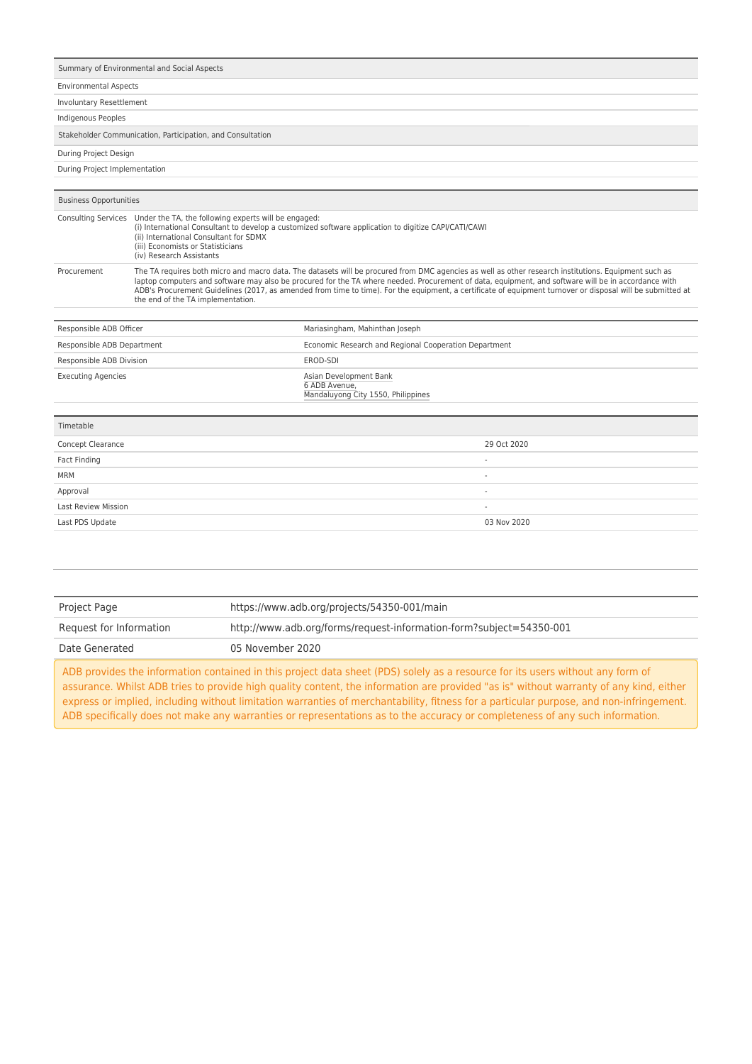| Summary of Environmental and Social Aspects | |
|---|---|
| Environmental Aspects | |
| Involuntary Resettlement | |
| Indigenous Peoples | |
| **Stakeholder Communication, Participation, and Consultation** | |
| During Project Design | |
| During Project Implementation | |

| Business Opportunities | |
|---|---|
| Consulting Services | Under the TA, the following experts will be engaged:<br>(i) International Consultant to develop a customized software application to digitize CAPI/CATI/CAWI<br>(ii) International Consultant for SDMX<br>(iii) Economists or Statisticians<br>(iv) Research Assistants |
| Procurement | The TA requires both micro and macro data. The datasets will be procured from DMC agencies as well as other research institutions. Equipment such as laptop computers and software may also be procured for the TA where needed. Procurement of data, equipment, and software will be in accordance with ADB's Procurement Guidelines (2017, as amended from time to time). For the equipment, a certificate of equipment turnover or disposal will be submitted at the end of the TA implementation. |

| | |
|---|---|
| Responsible ADB Officer | Mariasingham, Mahinthan Joseph |
| Responsible ADB Department | Economic Research and Regional Cooperation Department |
| Responsible ADB Division | EROD-SDI |
| Executing Agencies | Asian Development Bank<br>6 ADB Avenue,<br>Mandaluyong City 1550, Philippines |

| Timetable | |
|---|---|
| Concept Clearance | 29 Oct 2020 |
| Fact Finding | - |
| MRM | - |
| Approval | - |
| Last Review Mission | - |
| Last PDS Update | 03 Nov 2020 |

| | |
|---|---|
| Project Page | https://www.adb.org/projects/54350-001/main |
| Request for Information | http://www.adb.org/forms/request-information-form?subject=54350-001 |
| Date Generated | 05 November 2020 |

ADB provides the information contained in this project data sheet (PDS) solely as a resource for its users without any form of assurance. Whilst ADB tries to provide high quality content, the information are provided "as is" without warranty of any kind, either express or implied, including without limitation warranties of merchantability, fitness for a particular purpose, and non-infringement. ADB specifically does not make any warranties or representations as to the accuracy or completeness of any such information.